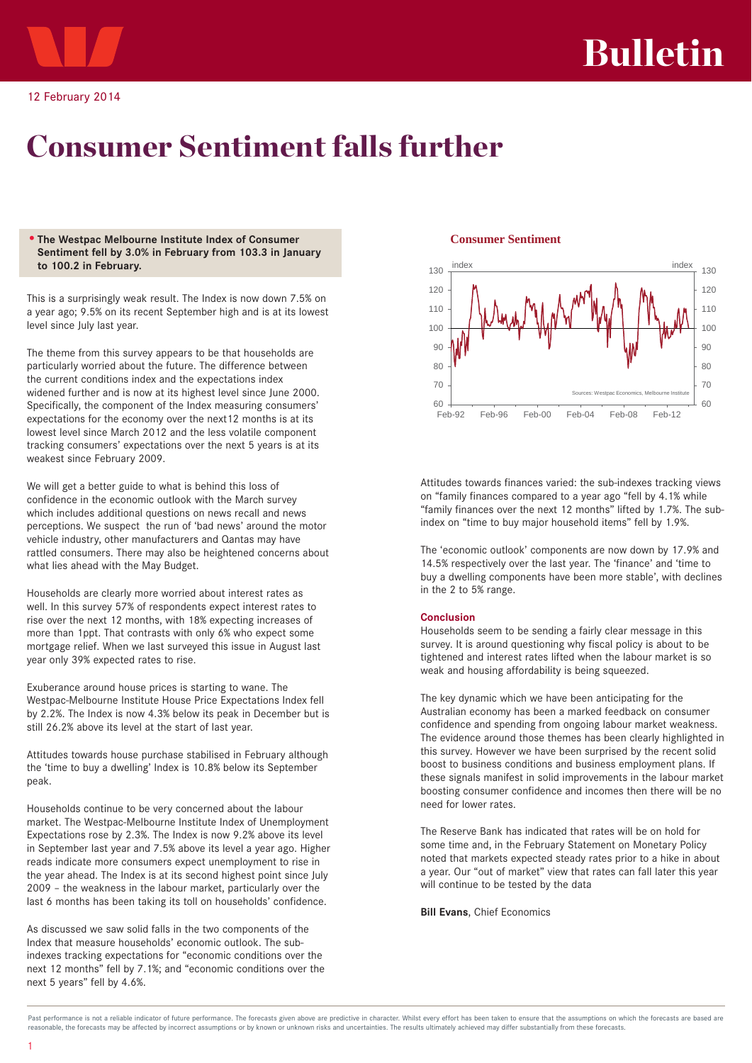# Bulletin

12 February 2014

# Consumer Sentiment falls further

- **The Westpac Melbourne Institute Index of Consumer Sentiment fell by 3.0% in February from 103.3 in January to 100.2 in February.**

This is a surprisingly weak result. The Index is now down 7.5% on a year ago; 9.5% on its recent September high and is at its lowest level since July last year.

The theme from this survey appears to be that households are particularly worried about the future. The difference between the current conditions index and the expectations index widened further and is now at its highest level since June 2000. Specifically, the component of the Index measuring consumers' expectations for the economy over the next12 months is at its lowest level since March 2012 and the less volatile component tracking consumers' expectations over the next 5 years is at its weakest since February 2009.

We will get a better guide to what is behind this loss of confidence in the economic outlook with the March survey which includes additional questions on news recall and news perceptions. We suspect the run of 'bad news' around the motor vehicle industry, other manufacturers and Qantas may have rattled consumers. There may also be heightened concerns about what lies ahead with the May Budget.

Households are clearly more worried about interest rates as well. In this survey 57% of respondents expect interest rates to rise over the next 12 months, with 18% expecting increases of more than 1ppt. That contrasts with only 6% who expect some mortgage relief. When we last surveyed this issue in August last year only 39% expected rates to rise.

Exuberance around house prices is starting to wane. The Westpac-Melbourne Institute House Price Expectations Index fell by 2.2%. The Index is now 4.3% below its peak in December but is still 26.2% above its level at the start of last year.

Attitudes towards house purchase stabilised in February although the 'time to buy a dwelling' Index is 10.8% below its September peak.

Households continue to be very concerned about the labour market. The Westpac-Melbourne Institute Index of Unemployment Expectations rose by 2.3%. The Index is now 9.2% above its level in September last year and 7.5% above its level a year ago. Higher reads indicate more consumers expect unemployment to rise in the year ahead. The Index is at its second highest point since July 2009 – the weakness in the labour market, particularly over the last 6 months has been taking its toll on households' confidence.

As discussed we saw solid falls in the two components of the Index that measure households' economic outlook. The sub-indexes tracking expectations for "economic conditions over the next 12 months" fell by 7.1%; and "economic conditions over the next 5 years" fell by 4.6%.

**Consumer Sentiment**

Sources: Westpac Economics, Melbourne Institute

Attitudes towards finances varied: the sub-indexes tracking views on "family finances compared to a year ago "fell by 4.1% while "family finances over the next 12 months" lifted by 1.7%. The sub-index on "time to buy major household items" fell by 1.9%.

The 'economic outlook' components are now down by 17.9% and 14.5% respectively over the last year. The 'finance' and 'time to buy a dwelling components have been more stable', with declines in the 2 to 5% range.

**Conclusion**

Households seem to be sending a fairly clear message in this survey. It is around questioning why fiscal policy is about to be tightened and interest rates lifted when the labour market is so weak and housing affordability is being squeezed.

The key dynamic which we have been anticipating for the Australian economy has been a marked feedback on consumer confidence and spending from ongoing labour market weakness. The evidence around those themes has been clearly highlighted in this survey. However we have been surprised by the recent solid boost to business conditions and business employment plans. If these signals manifest in solid improvements in the labour market boosting consumer confidence and incomes then there will be no need for lower rates.

The Reserve Bank has indicated that rates will be on hold for some time and, in the February Statement on Monetary Policy noted that markets expected steady rates prior to a hike in about a year. Our "out of market" view that rates can fall later this year will continue to be tested by the data

**Bill Evans**, Chief Economics

Past performance is not a reliable indicator of future performance. The forecasts given above are predictive in character. Whilst every effort has been taken to ensure that the assumptions on which the forecasts are based are reasonable, the forecasts may be affected by incorrect assumptions or by known or unknown risks and uncertainties. The results ultimately achieved may differ substantially from these forecasts.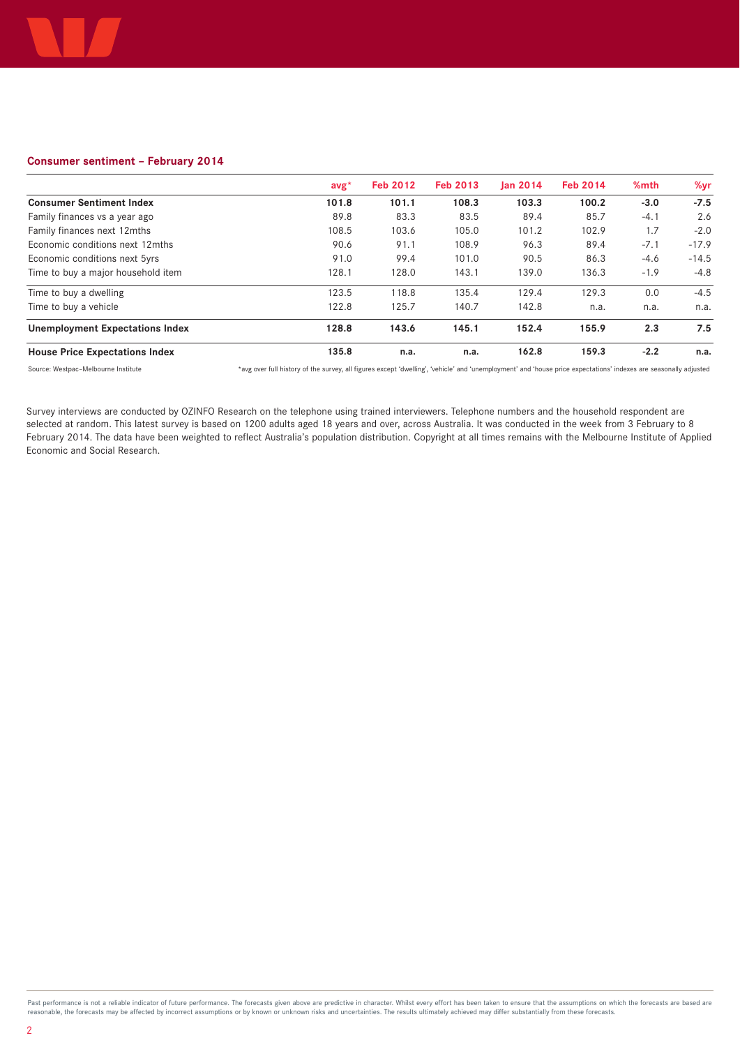### Consumer sentiment – February 2014

| | avg* | Feb 2012 | Feb 2013 | Jan 2014 | Feb 2014 | %mth | %yr |
|---|---|---|---|---|---|---|---|
| **Consumer Sentiment Index** | **101.8** | **101.1** | **108.3** | **103.3** | **100.2** | **-3.0** | **-7.5** |
| Family finances vs a year ago | 89.8 | 83.3 | 83.5 | 89.4 | 85.7 | -4.1 | 2.6 |
| Family finances next 12mths | 108.5 | 103.6 | 105.0 | 101.2 | 102.9 | 1.7 | -2.0 |
| Economic conditions next 12mths | 90.6 | 91.1 | 108.9 | 96.3 | 89.4 | -7.1 | -17.9 |
| Economic conditions next 5yrs | 91.0 | 99.4 | 101.0 | 90.5 | 86.3 | -4.6 | -14.5 |
| Time to buy a major household item | 128.1 | 128.0 | 143.1 | 139.0 | 136.3 | -1.9 | -4.8 |
| Time to buy a dwelling | 123.5 | 118.8 | 135.4 | 129.4 | 129.3 | 0.0 | -4.5 |
| Time to buy a vehicle | 122.8 | 125.7 | 140.7 | 142.8 | n.a. | n.a. | n.a. |
| **Unemployment Expectations Index** | **128.8** | **143.6** | **145.1** | **152.4** | **155.9** | **2.3** | **7.5** |
| **House Price Expectations Index** | **135.8** | **n.a.** | **n.a.** | **162.8** | **159.3** | **-2.2** | **n.a.** |

Source: Westpac–Melbourne Institute

*avg over full history of the survey, all figures except 'dwelling', 'vehicle' and 'unemployment' and 'house price expectations' indexes are seasonally adjusted

Survey interviews are conducted by OZINFO Research on the telephone using trained interviewers. Telephone numbers and the household respondent are selected at random. This latest survey is based on 1200 adults aged 18 years and over, across Australia. It was conducted in the week from 3 February to 8 February 2014. The data have been weighted to reflect Australia's population distribution. Copyright at all times remains with the Melbourne Institute of Applied Economic and Social Research.

Past performance is not a reliable indicator of future performance. The forecasts given above are predictive in character. Whilst every effort has been taken to ensure that the assumptions on which the forecasts are based are reasonable, the forecasts may be affected by incorrect assumptions or by known or unknown risks and uncertainties. The results ultimately achieved may differ substantially from these forecasts.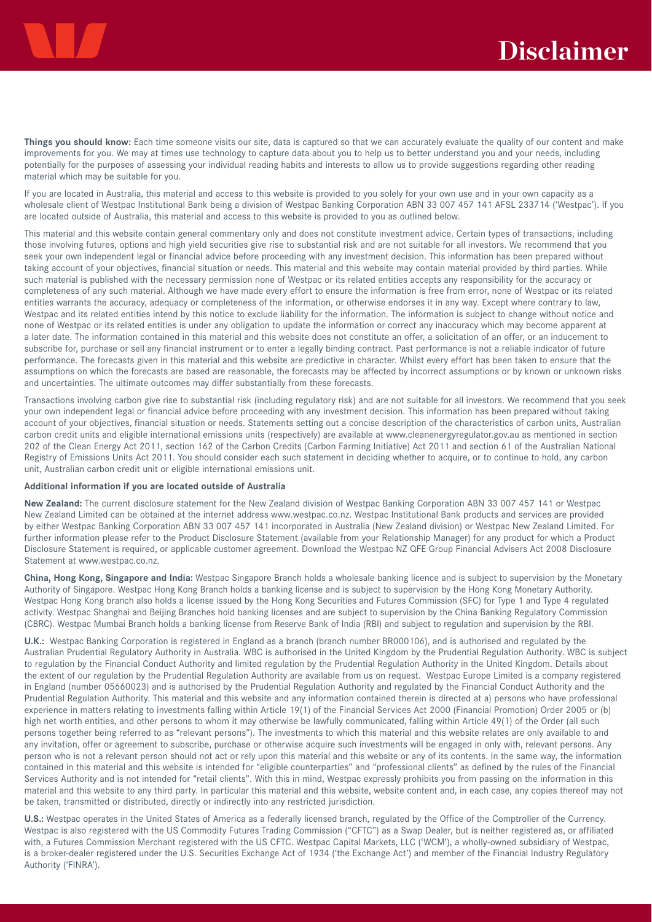# Disclaimer

**Things you should know:** Each time someone visits our site, data is captured so that we can accurately evaluate the quality of our content and make improvements for you. We may at times use technology to capture data about you to help us to better understand you and your needs, including potentially for the purposes of assessing your individual reading habits and interests to allow us to provide suggestions regarding other reading material which may be suitable for you.

If you are located in Australia, this material and access to this website is provided to you solely for your own use and in your own capacity as a wholesale client of Westpac Institutional Bank being a division of Westpac Banking Corporation ABN 33 007 457 141 AFSL 233714 ('Westpac'). If you are located outside of Australia, this material and access to this website is provided to you as outlined below.

This material and this website contain general commentary only and does not constitute investment advice. Certain types of transactions, including those involving futures, options and high yield securities give rise to substantial risk and are not suitable for all investors. We recommend that you seek your own independent legal or financial advice before proceeding with any investment decision. This information has been prepared without taking account of your objectives, financial situation or needs. This material and this website may contain material provided by third parties. While such material is published with the necessary permission none of Westpac or its related entities accepts any responsibility for the accuracy or completeness of any such material. Although we have made every effort to ensure the information is free from error, none of Westpac or its related entities warrants the accuracy, adequacy or completeness of the information, or otherwise endorses it in any way. Except where contrary to law, Westpac and its related entities intend by this notice to exclude liability for the information. The information is subject to change without notice and none of Westpac or its related entities is under any obligation to update the information or correct any inaccuracy which may become apparent at a later date. The information contained in this material and this website does not constitute an offer, a solicitation of an offer, or an inducement to subscribe for, purchase or sell any financial instrument or to enter a legally binding contract. Past performance is not a reliable indicator of future performance. The forecasts given in this material and this website are predictive in character. Whilst every effort has been taken to ensure that the assumptions on which the forecasts are based are reasonable, the forecasts may be affected by incorrect assumptions or by known or unknown risks and uncertainties. The ultimate outcomes may differ substantially from these forecasts.

Transactions involving carbon give rise to substantial risk (including regulatory risk) and are not suitable for all investors. We recommend that you seek your own independent legal or financial advice before proceeding with any investment decision. This information has been prepared without taking account of your objectives, financial situation or needs. Statements setting out a concise description of the characteristics of carbon units, Australian carbon credit units and eligible international emissions units (respectively) are available at www.cleanenergyregulator.gov.au as mentioned in section 202 of the Clean Energy Act 2011, section 162 of the Carbon Credits (Carbon Farming Initiative) Act 2011 and section 61 of the Australian National Registry of Emissions Units Act 2011. You should consider each such statement in deciding whether to acquire, or to continue to hold, any carbon unit, Australian carbon credit unit or eligible international emissions unit.

**Additional information if you are located outside of Australia**

**New Zealand:** The current disclosure statement for the New Zealand division of Westpac Banking Corporation ABN 33 007 457 141 or Westpac New Zealand Limited can be obtained at the internet address www.westpac.co.nz. Westpac Institutional Bank products and services are provided by either Westpac Banking Corporation ABN 33 007 457 141 incorporated in Australia (New Zealand division) or Westpac New Zealand Limited. For further information please refer to the Product Disclosure Statement (available from your Relationship Manager) for any product for which a Product Disclosure Statement is required, or applicable customer agreement. Download the Westpac NZ QFE Group Financial Advisers Act 2008 Disclosure Statement at www.westpac.co.nz.

**China, Hong Kong, Singapore and India:** Westpac Singapore Branch holds a wholesale banking licence and is subject to supervision by the Monetary Authority of Singapore. Westpac Hong Kong Branch holds a banking license and is subject to supervision by the Hong Kong Monetary Authority. Westpac Hong Kong branch also holds a license issued by the Hong Kong Securities and Futures Commission (SFC) for Type 1 and Type 4 regulated activity. Westpac Shanghai and Beijing Branches hold banking licenses and are subject to supervision by the China Banking Regulatory Commission (CBRC). Westpac Mumbai Branch holds a banking license from Reserve Bank of India (RBI) and subject to regulation and supervision by the RBI.

**U.K.:** Westpac Banking Corporation is registered in England as a branch (branch number BR000106), and is authorised and regulated by the Australian Prudential Regulatory Authority in Australia. WBC is authorised in the United Kingdom by the Prudential Regulation Authority. WBC is subject to regulation by the Financial Conduct Authority and limited regulation by the Prudential Regulation Authority in the United Kingdom. Details about the extent of our regulation by the Prudential Regulation Authority are available from us on request. Westpac Europe Limited is a company registered in England (number 05660023) and is authorised by the Prudential Regulation Authority and regulated by the Financial Conduct Authority and the Prudential Regulation Authority. This material and this website and any information contained therein is directed at a) persons who have professional experience in matters relating to investments falling within Article 19(1) of the Financial Services Act 2000 (Financial Promotion) Order 2005 or (b) high net worth entities, and other persons to whom it may otherwise be lawfully communicated, falling within Article 49(1) of the Order (all such persons together being referred to as "relevant persons"). The investments to which this material and this website relates are only available to and any invitation, offer or agreement to subscribe, purchase or otherwise acquire such investments will be engaged in only with, relevant persons. Any person who is not a relevant person should not act or rely upon this material and this website or any of its contents. In the same way, the information contained in this material and this website is intended for "eligible counterparties" and "professional clients" as defined by the rules of the Financial Services Authority and is not intended for "retail clients". With this in mind, Westpac expressly prohibits you from passing on the information in this material and this website to any third party. In particular this material and this website, website content and, in each case, any copies thereof may not be taken, transmitted or distributed, directly or indirectly into any restricted jurisdiction.

**U.S.:** Westpac operates in the United States of America as a federally licensed branch, regulated by the Office of the Comptroller of the Currency. Westpac is also registered with the US Commodity Futures Trading Commission ("CFTC") as a Swap Dealer, but is neither registered as, or affiliated with, a Futures Commission Merchant registered with the US CFTC. Westpac Capital Markets, LLC ('WCM'), a wholly-owned subsidiary of Westpac, is a broker-dealer registered under the U.S. Securities Exchange Act of 1934 ('the Exchange Act') and member of the Financial Industry Regulatory Authority ('FINRA').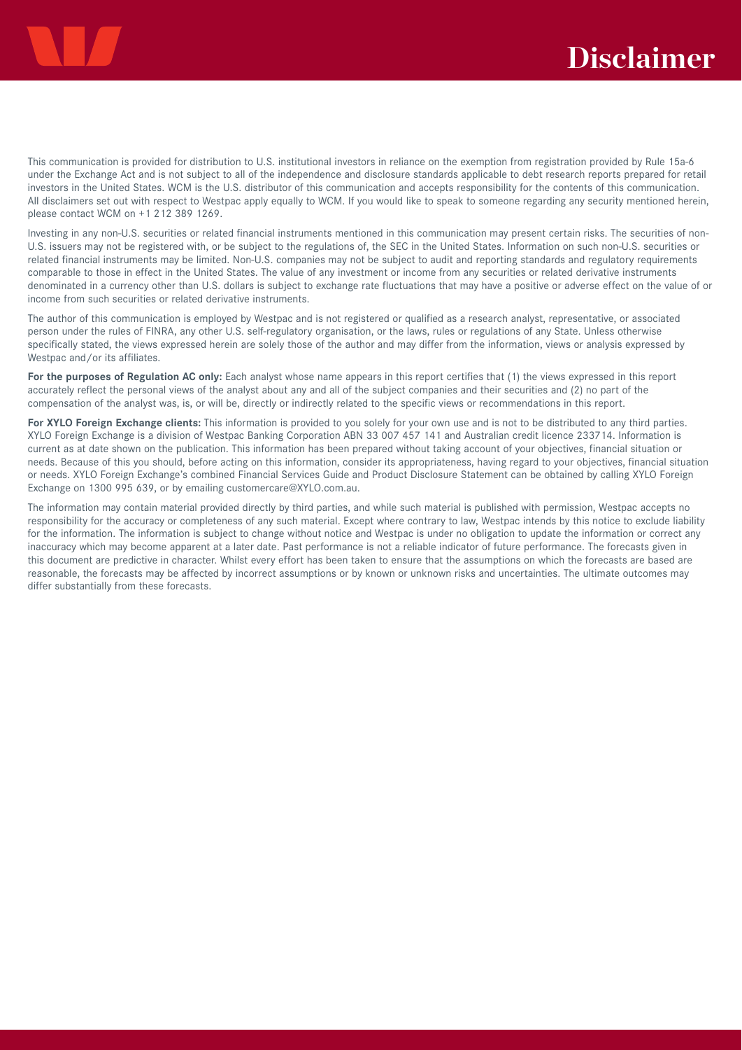# Disclaimer

This communication is provided for distribution to U.S. institutional investors in reliance on the exemption from registration provided by Rule 15a-6 under the Exchange Act and is not subject to all of the independence and disclosure standards applicable to debt research reports prepared for retail investors in the United States. WCM is the U.S. distributor of this communication and accepts responsibility for the contents of this communication. All disclaimers set out with respect to Westpac apply equally to WCM. If you would like to speak to someone regarding any security mentioned herein, please contact WCM on +1 212 389 1269.

Investing in any non-U.S. securities or related financial instruments mentioned in this communication may present certain risks. The securities of non-U.S. issuers may not be registered with, or be subject to the regulations of, the SEC in the United States. Information on such non-U.S. securities or related financial instruments may be limited. Non-U.S. companies may not be subject to audit and reporting standards and regulatory requirements comparable to those in effect in the United States. The value of any investment or income from any securities or related derivative instruments denominated in a currency other than U.S. dollars is subject to exchange rate fluctuations that may have a positive or adverse effect on the value of or income from such securities or related derivative instruments.

The author of this communication is employed by Westpac and is not registered or qualified as a research analyst, representative, or associated person under the rules of FINRA, any other U.S. self-regulatory organisation, or the laws, rules or regulations of any State. Unless otherwise specifically stated, the views expressed herein are solely those of the author and may differ from the information, views or analysis expressed by Westpac and/or its affiliates.

**For the purposes of Regulation AC only:** Each analyst whose name appears in this report certifies that (1) the views expressed in this report accurately reflect the personal views of the analyst about any and all of the subject companies and their securities and (2) no part of the compensation of the analyst was, is, or will be, directly or indirectly related to the specific views or recommendations in this report.

**For XYLO Foreign Exchange clients:** This information is provided to you solely for your own use and is not to be distributed to any third parties. XYLO Foreign Exchange is a division of Westpac Banking Corporation ABN 33 007 457 141 and Australian credit licence 233714. Information is current as at date shown on the publication. This information has been prepared without taking account of your objectives, financial situation or needs. Because of this you should, before acting on this information, consider its appropriateness, having regard to your objectives, financial situation or needs. XYLO Foreign Exchange's combined Financial Services Guide and Product Disclosure Statement can be obtained by calling XYLO Foreign Exchange on 1300 995 639, or by emailing customercare@XYLO.com.au.

The information may contain material provided directly by third parties, and while such material is published with permission, Westpac accepts no responsibility for the accuracy or completeness of any such material. Except where contrary to law, Westpac intends by this notice to exclude liability for the information. The information is subject to change without notice and Westpac is under no obligation to update the information or correct any inaccuracy which may become apparent at a later date. Past performance is not a reliable indicator of future performance. The forecasts given in this document are predictive in character. Whilst every effort has been taken to ensure that the assumptions on which the forecasts are based are reasonable, the forecasts may be affected by incorrect assumptions or by known or unknown risks and uncertainties. The ultimate outcomes may differ substantially from these forecasts.